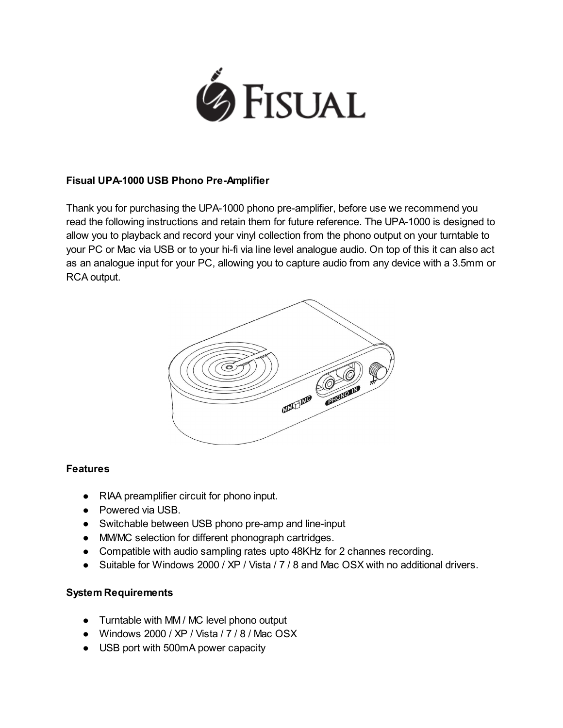**Fisual UPA-1000 USB Phono Pre-Amplifier**

Thank you for purchasing the UPA-1000 phono pre-amplifier, before use we recommend you read the following instructions and retain them for future reference. The UPA-1000 is designed to allow you to playback and record your vinyl collection from the phono output on your turntable to your PC or Mac via USB or to your hi-fi via line level analogue audio. On top of this it can also act as an analogue input for your PC, allowing you to capture audio from any device with a 3.5mm or RCA output.

**Features**

- RIAA preamplifier circuit for phono input.
- Powered via USB.
- Switchable between USB phono pre-amp and line-input
- MM/MC selection for different phonograph cartridges.
- Compatible with audio sampling rates upto 48KHz for 2 channes recording.
- Suitable for Windows 2000 / XP / Vista / 7 / 8 and Mac OSX with no additional drivers.

**System Requirements**

- Turntable with MM / MC level phono output
- Windows 2000 / XP / Vista / 7 / 8 / Mac OSX
- USB port with 500mA power capacity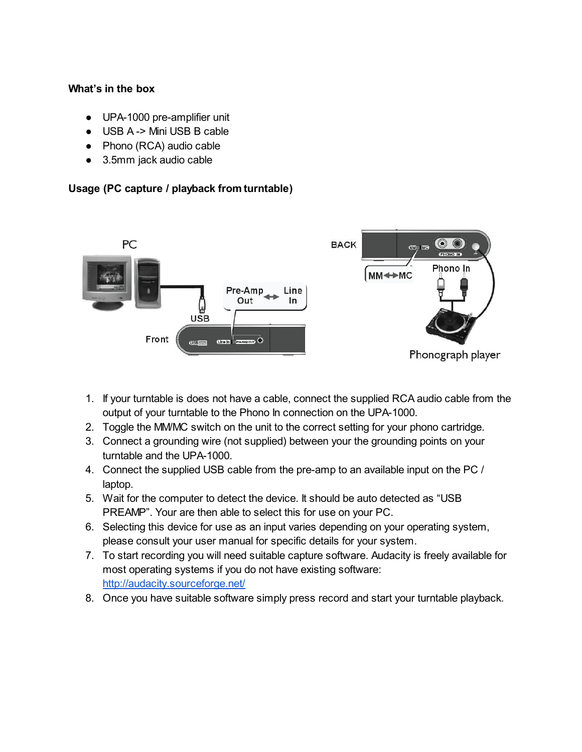**What's in the box**

- UPA-1000 pre-amplifier unit
- USB A -> Mini USB B cable
- Phono (RCA) audio cable
- 3.5mm jack audio cable

**Usage (PC capture / playback from turntable)**

1. If your turntable is does not have a cable, connect the supplied RCA audio cable from the output of your turntable to the Phono In connection on the UPA-1000.
2. Toggle the MM/MC switch on the unit to the correct setting for your phono cartridge.
3. Connect a grounding wire (not supplied) between your the grounding points on your turntable and the UPA-1000.
4. Connect the supplied USB cable from the pre-amp to an available input on the PC / laptop.
5. Wait for the computer to detect the device. It should be auto detected as "USB PREAMP". Your are then able to select this for use on your PC.
6. Selecting this device for use as an input varies depending on your operating system, please consult your user manual for specific details for your system.
7. To start recording you will need suitable capture software. Audacity is freely available for most operating systems if you do not have existing software: http://audacity.sourceforge.net/
8. Once you have suitable software simply press record and start your turntable playback.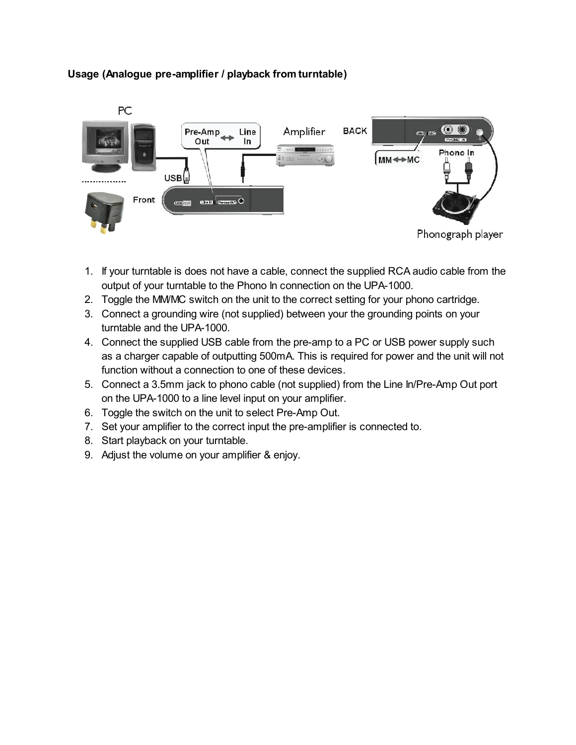**Usage (Analogue pre-amplifier / playback from turntable)**

1. If your turntable is does not have a cable, connect the supplied RCA audio cable from the output of your turntable to the Phono In connection on the UPA-1000.
2. Toggle the MM/MC switch on the unit to the correct setting for your phono cartridge.
3. Connect a grounding wire (not supplied) between your the grounding points on your turntable and the UPA-1000.
4. Connect the supplied USB cable from the pre-amp to a PC or USB power supply such as a charger capable of outputting 500mA. This is required for power and the unit will not function without a connection to one of these devices.
5. Connect a 3.5mm jack to phono cable (not supplied) from the Line In/Pre-Amp Out port on the UPA-1000 to a line level input on your amplifier.
6. Toggle the switch on the unit to select Pre-Amp Out.
7. Set your amplifier to the correct input the pre-amplifier is connected to.
8. Start playback on your turntable.
9. Adjust the volume on your amplifier & enjoy.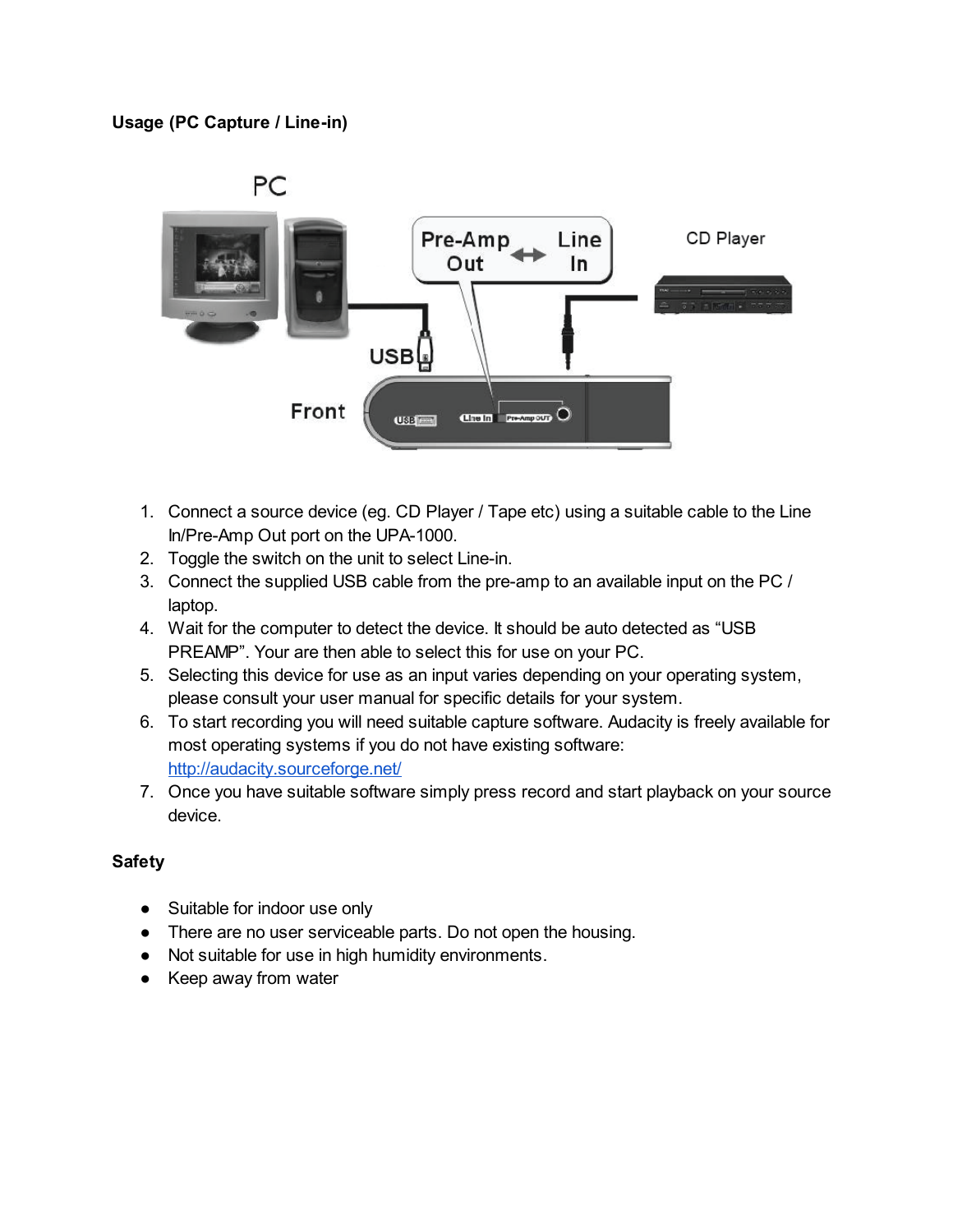**Usage (PC Capture / Line-in)**

1. Connect a source device (eg. CD Player / Tape etc) using a suitable cable to the Line In/Pre-Amp Out port on the UPA-1000.
2. Toggle the switch on the unit to select Line-in.
3. Connect the supplied USB cable from the pre-amp to an available input on the PC / laptop.
4. Wait for the computer to detect the device. It should be auto detected as "USB PREAMP". Your are then able to select this for use on your PC.
5. Selecting this device for use as an input varies depending on your operating system, please consult your user manual for specific details for your system.
6. To start recording you will need suitable capture software. Audacity is freely available for most operating systems if you do not have existing software: [http://audacity.sourceforge.net/](http://audacity.sourceforge.net/)
7. Once you have suitable software simply press record and start playback on your source device.

**Safety**

- Suitable for indoor use only
- There are no user serviceable parts. Do not open the housing.
- Not suitable for use in high humidity environments.
- Keep away from water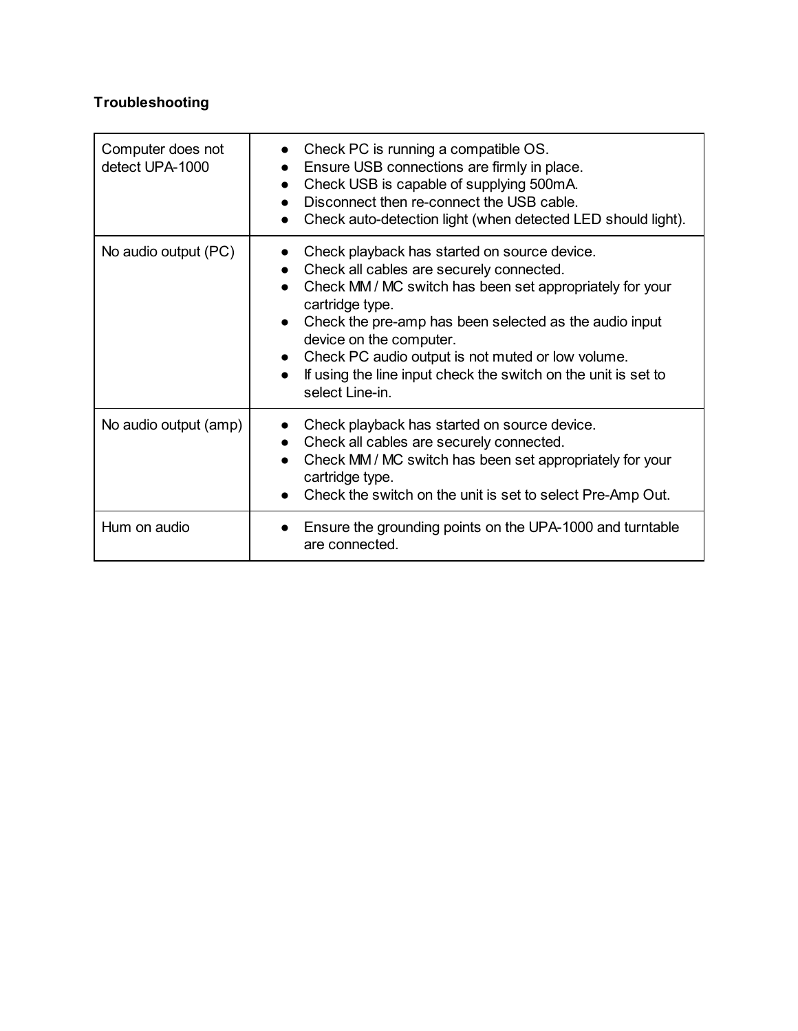**Troubleshooting**

| | |
|---|---|
| Computer does not detect UPA-1000 | ● Check PC is running a compatible OS.<br>● Ensure USB connections are firmly in place.<br>● Check USB is capable of supplying 500mA.<br>● Disconnect then re-connect the USB cable.<br>● Check auto-detection light (when detected LED should light). |
| No audio output (PC) | ● Check playback has started on source device.<br>● Check all cables are securely connected.<br>● Check MM / MC switch has been set appropriately for your cartridge type.<br>● Check the pre-amp has been selected as the audio input device on the computer.<br>● Check PC audio output is not muted or low volume.<br>● If using the line input check the switch on the unit is set to select Line-in. |
| No audio output (amp) | ● Check playback has started on source device.<br>● Check all cables are securely connected.<br>● Check MM / MC switch has been set appropriately for your cartridge type.<br>● Check the switch on the unit is set to select Pre-Amp Out. |
| Hum on audio | ● Ensure the grounding points on the UPA-1000 and turntable are connected. |